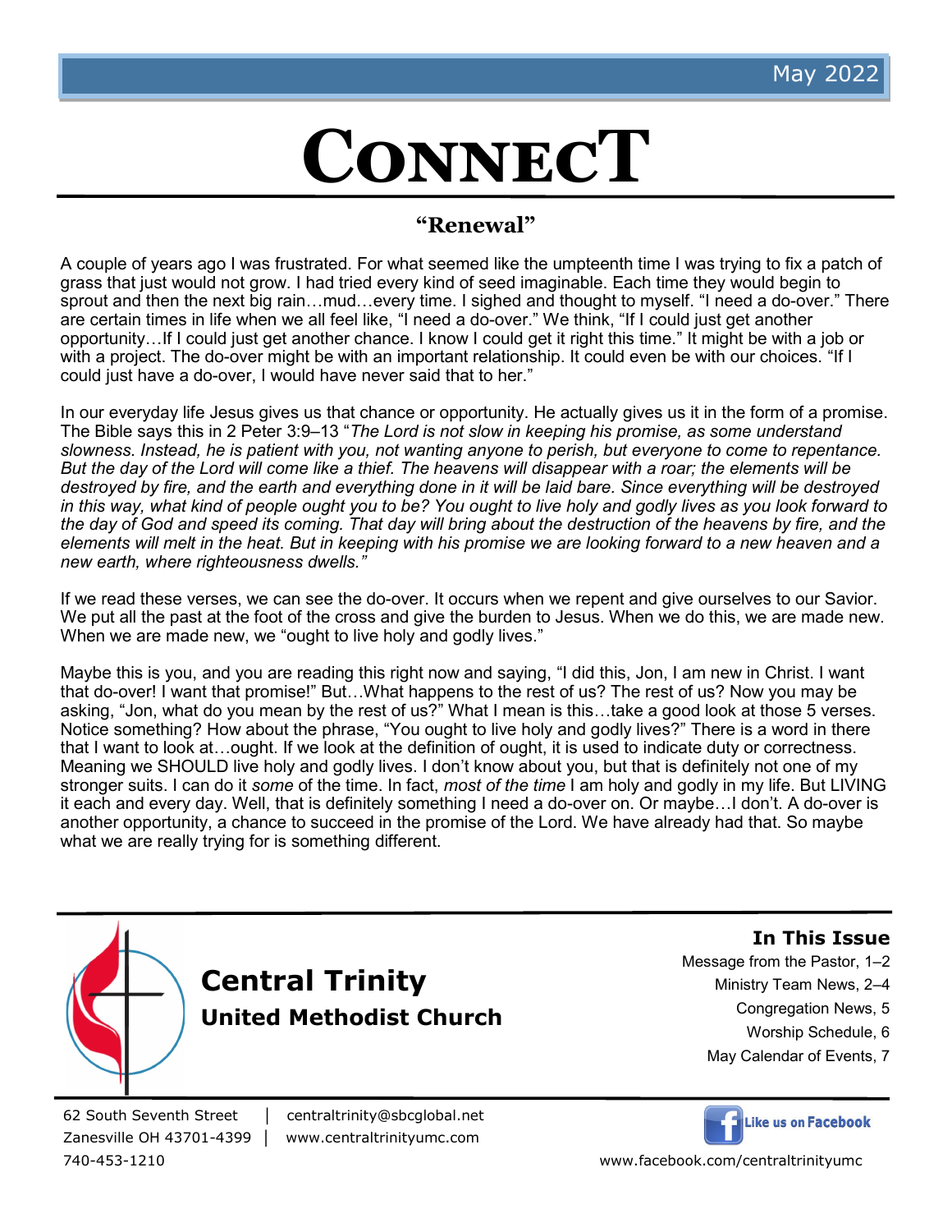May 2022

# Connect

## "Renewal"

A couple of years ago I was frustrated. For what seemed like the umpteenth time I was trying to fix a patch of grass that just would not grow. I had tried every kind of seed imaginable. Each time they would begin to sprout and then the next big rain…mud…every time. I sighed and thought to myself. "I need a do-over." There are certain times in life when we all feel like, "I need a do-over." We think, "If I could just get another opportunity…If I could just get another chance. I know I could get it right this time." It might be with a job or with a project. The do-over might be with an important relationship. It could even be with our choices. "If I could just have a do-over, I would have never said that to her."

In our everyday life Jesus gives us that chance or opportunity. He actually gives us it in the form of a promise. The Bible says this in 2 Peter 3:9–13 "*The Lord is not slow in keeping his promise, as some understand slowness. Instead, he is patient with you, not wanting anyone to perish, but everyone to come to repentance. But the day of the Lord will come like a thief. The heavens will disappear with a roar; the elements will be destroyed by fire, and the earth and everything done in it will be laid bare. Since everything will be destroyed in this way, what kind of people ought you to be? You ought to live holy and godly lives as you look forward to the day of God and speed its coming. That day will bring about the destruction of the heavens by fire, and the elements will melt in the heat. But in keeping with his promise we are looking forward to a new heaven and a new earth, where righteousness dwells."*

If we read these verses, we can see the do-over. It occurs when we repent and give ourselves to our Savior. We put all the past at the foot of the cross and give the burden to Jesus. When we do this, we are made new. When we are made new, we "ought to live holy and godly lives."

Maybe this is you, and you are reading this right now and saying, "I did this, Jon, I am new in Christ. I want that do-over! I want that promise!" But…What happens to the rest of us? The rest of us? Now you may be asking, "Jon, what do you mean by the rest of us?" What I mean is this…take a good look at those 5 verses. Notice something? How about the phrase, "You ought to live holy and godly lives?" There is a word in there that I want to look at…ought. If we look at the definition of ought, it is used to indicate duty or correctness. Meaning we SHOULD live holy and godly lives. I don't know about you, but that is definitely not one of my stronger suits. I can do it *some* of the time. In fact, *most of the time* I am holy and godly in my life. But LIVING it each and every day. Well, that is definitely something I need a do-over on. Or maybe…I don't. A do-over is another opportunity, a chance to succeed in the promise of the Lord. We have already had that. So maybe what we are really trying for is something different.

---

**Central Trinity**
**United Methodist Church**

**In This Issue**

Message from the Pastor, 1–2
Ministry Team News, 2–4
Congregation News, 5
Worship Schedule, 6
May Calendar of Events, 7

62 South Seventh Street | centraltrinity@sbcglobal.net
Zanesville OH 43701-4399 | www.centraltrinityumc.com
740-453-1210

Like us on Facebook
www.facebook.com/centraltrinityumc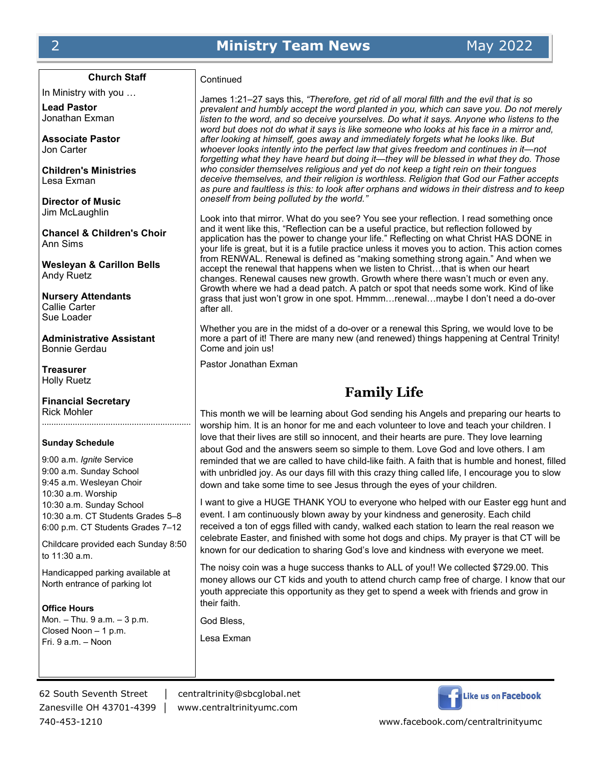Continued

James 1:21–27 says this, *"Therefore, get rid of all moral filth and the evil that is so prevalent and humbly accept the word planted in you, which can save you. Do not merely listen to the word, and so deceive yourselves. Do what it says. Anyone who listens to the word but does not do what it says is like someone who looks at his face in a mirror and, after looking at himself, goes away and immediately forgets what he looks like. But whoever looks intently into the perfect law that gives freedom and continues in it—not forgetting what they have heard but doing it—they will be blessed in what they do. Those who consider themselves religious and yet do not keep a tight rein on their tongues deceive themselves, and their religion is worthless. Religion that God our Father accepts as pure and faultless is this: to look after orphans and widows in their distress and to keep oneself from being polluted by the world."*

Look into that mirror. What do you see? You see your reflection. I read something once and it went like this, "Reflection can be a useful practice, but reflection followed by application has the power to change your life." Reflecting on what Christ HAS DONE in your life is great, but it is a futile practice unless it moves you to action. This action comes from RENWAL. Renewal is defined as "making something strong again." And when we accept the renewal that happens when we listen to Christ…that is when our heart changes. Renewal causes new growth. Growth where there wasn't much or even any. Growth where we had a dead patch. A patch or spot that needs some work. Kind of like grass that just won't grow in one spot. Hmmm…renewal…maybe I don't need a do-over after all.

Whether you are in the midst of a do-over or a renewal this Spring, we would love to be more a part of it! There are many new (and renewed) things happening at Central Trinity! Come and join us!

Pastor Jonathan Exman

## Family Life

This month we will be learning about God sending his Angels and preparing our hearts to worship him. It is an honor for me and each volunteer to love and teach your children. I love that their lives are still so innocent, and their hearts are pure. They love learning about God and the answers seem so simple to them. Love God and love others. I am reminded that we are called to have child-like faith. A faith that is humble and honest, filled with unbridled joy. As our days fill with this crazy thing called life, I encourage you to slow down and take some time to see Jesus through the eyes of your children.

I want to give a HUGE THANK YOU to everyone who helped with our Easter egg hunt and event. I am continuously blown away by your kindness and generosity. Each child received a ton of eggs filled with candy, walked each station to learn the real reason we celebrate Easter, and finished with some hot dogs and chips. My prayer is that CT will be known for our dedication to sharing God's love and kindness with everyone we meet.

The noisy coin was a huge success thanks to ALL of you!! We collected $729.00. This money allows our CT kids and youth to attend church camp free of charge. I know that our youth appreciate this opportunity as they get to spend a week with friends and grow in their faith.

God Bless,

Lesa Exman

---

### Church Staff

In Ministry with you …

**Lead Pastor**
Jonathan Exman

**Associate Pastor**
Jon Carter

**Children's Ministries**
Lesa Exman

**Director of Music**
Jim McLaughlin

**Chancel & Children's Choir**
Ann Sims

**Wesleyan & Carillon Bells**
Andy Ruetz

**Nursery Attendants**
Callie Carter
Sue Loader

**Administrative Assistant**
Bonnie Gerdau

**Treasurer**
Holly Ruetz

**Financial Secretary**
Rick Mohler

**Sunday Schedule**

9:00 a.m. *Ignite* Service
9:00 a.m. Sunday School
9:45 a.m. Wesleyan Choir
10:30 a.m. Worship
10:30 a.m. Sunday School
10:30 a.m. CT Students Grades 5–8
6:00 p.m. CT Students Grades 7–12

Childcare provided each Sunday 8:50 to 11:30 a.m.

Handicapped parking available at North entrance of parking lot

**Office Hours**
Mon. – Thu. 9 a.m. – 3 p.m.
Closed Noon – 1 p.m.
Fri. 9 a.m. – Noon

---

62 South Seventh Street | centraltrinity@sbcglobal.net
Zanesville OH 43701-4399 | www.centraltrinityumc.com
740-453-1210

Like us on Facebook
www.facebook.com/centraltrinityumc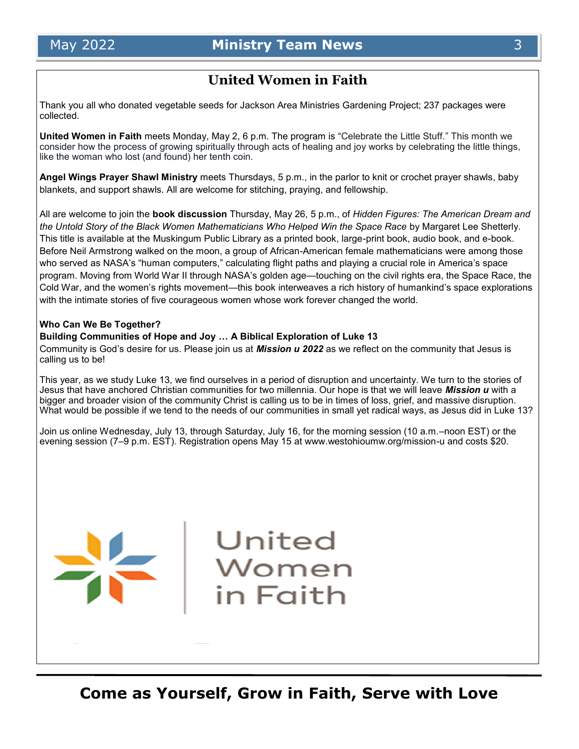## United Women in Faith

Thank you all who donated vegetable seeds for Jackson Area Ministries Gardening Project; 237 packages were collected.

**United Women in Faith** meets Monday, May 2, 6 p.m. The program is "Celebrate the Little Stuff." This month we consider how the process of growing spiritually through acts of healing and joy works by celebrating the little things, like the woman who lost (and found) her tenth coin.

**Angel Wings Prayer Shawl Ministry** meets Thursdays, 5 p.m., in the parlor to knit or crochet prayer shawls, baby blankets, and support shawls. All are welcome for stitching, praying, and fellowship.

All are welcome to join the **book discussion** Thursday, May 26, 5 p.m., of *Hidden Figures: The American Dream and the Untold Story of the Black Women Mathematicians Who Helped Win the Space Race* by Margaret Lee Shetterly. This title is available at the Muskingum Public Library as a printed book, large-print book, audio book, and e-book. Before Neil Armstrong walked on the moon, a group of African-American female mathematicians were among those who served as NASA's "human computers," calculating flight paths and playing a crucial role in America's space program. Moving from World War II through NASA's golden age—touching on the civil rights era, the Space Race, the Cold War, and the women's rights movement—this book interweaves a rich history of humankind's space explorations with the intimate stories of five courageous women whose work forever changed the world.

**Who Can We Be Together?**
**Building Communities of Hope and Joy … A Biblical Exploration of Luke 13**
Community is God's desire for us. Please join us at ***Mission u 2022*** as we reflect on the community that Jesus is calling us to be!

This year, as we study Luke 13, we find ourselves in a period of disruption and uncertainty. We turn to the stories of Jesus that have anchored Christian communities for two millennia. Our hope is that we will leave ***Mission u*** with a bigger and broader vision of the community Christ is calling us to be in times of loss, grief, and massive disruption. What would be possible if we tend to the needs of our communities in small yet radical ways, as Jesus did in Luke 13?

Join us online Wednesday, July 13, through Saturday, July 16, for the morning session (10 a.m.–noon EST) or the evening session (7–9 p.m. EST). Registration opens May 15 at www.westohioumw.org/mission-u and costs $20.

United Women in Faith

**Come as Yourself, Grow in Faith, Serve with Love**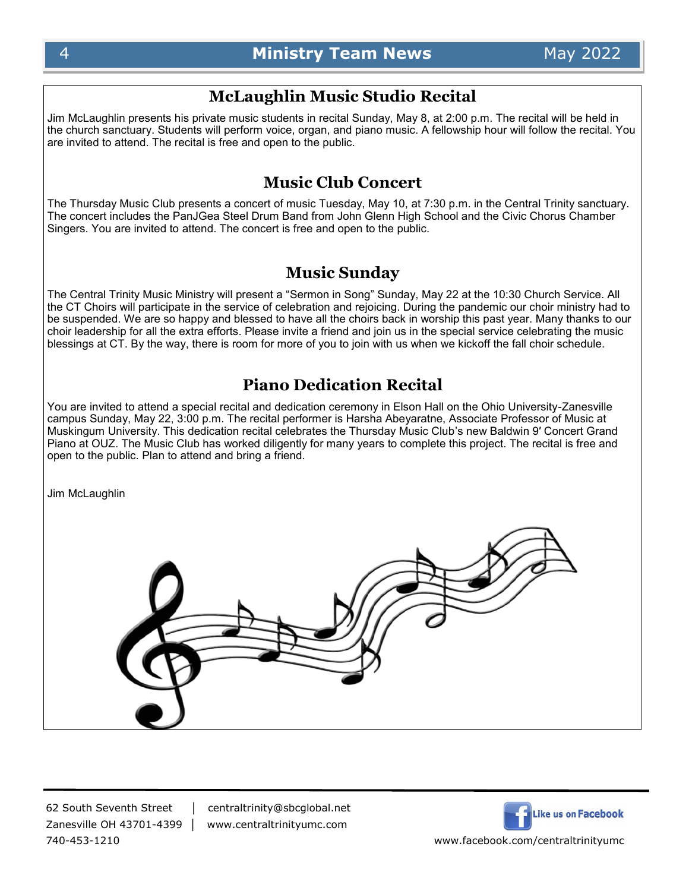## McLaughlin Music Studio Recital

Jim McLaughlin presents his private music students in recital Sunday, May 8, at 2:00 p.m. The recital will be held in the church sanctuary. Students will perform voice, organ, and piano music. A fellowship hour will follow the recital. You are invited to attend. The recital is free and open to the public.

## Music Club Concert

The Thursday Music Club presents a concert of music Tuesday, May 10, at 7:30 p.m. in the Central Trinity sanctuary. The concert includes the PanJGea Steel Drum Band from John Glenn High School and the Civic Chorus Chamber Singers. You are invited to attend. The concert is free and open to the public.

## Music Sunday

The Central Trinity Music Ministry will present a “Sermon in Song” Sunday, May 22 at the 10:30 Church Service. All the CT Choirs will participate in the service of celebration and rejoicing. During the pandemic our choir ministry had to be suspended. We are so happy and blessed to have all the choirs back in worship this past year. Many thanks to our choir leadership for all the extra efforts. Please invite a friend and join us in the special service celebrating the music blessings at CT. By the way, there is room for more of you to join with us when we kickoff the fall choir schedule.

## Piano Dedication Recital

You are invited to attend a special recital and dedication ceremony in Elson Hall on the Ohio University-Zanesville campus Sunday, May 22, 3:00 p.m. The recital performer is Harsha Abeyaratne, Associate Professor of Music at Muskingum University. This dedication recital celebrates the Thursday Music Club’s new Baldwin 9′ Concert Grand Piano at OUZ. The Music Club has worked diligently for many years to complete this project. The recital is free and open to the public. Plan to attend and bring a friend.

Jim McLaughlin

62 South Seventh Street | centraltrinity@sbcglobal.net
Zanesville OH 43701-4399 | www.centraltrinityumc.com
740-453-1210

Like us on Facebook
www.facebook.com/centraltrinityumc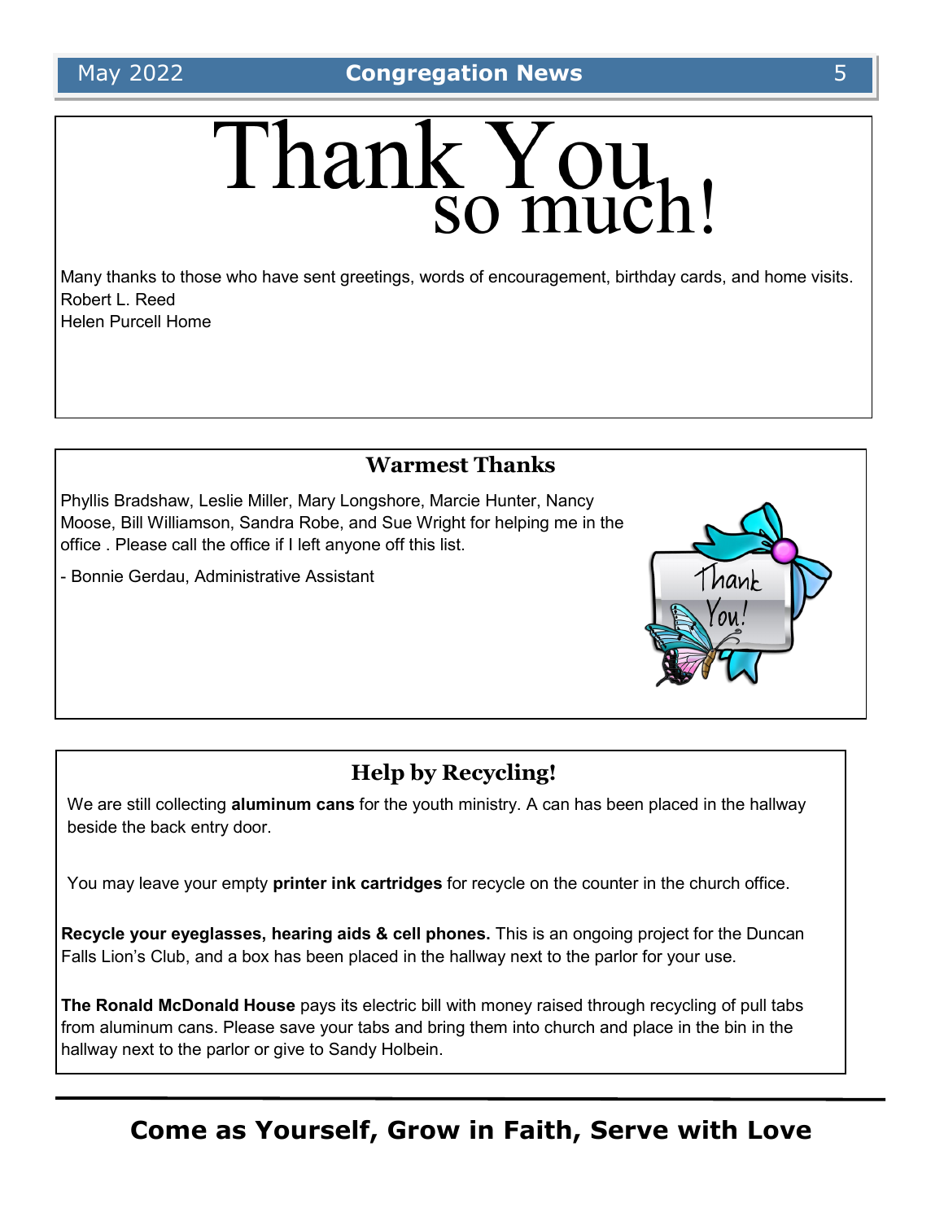# Thank You so much!

Many thanks to those who have sent greetings, words of encouragement, birthday cards, and home visits.
Robert L. Reed
Helen Purcell Home

## Warmest Thanks

Phyllis Bradshaw, Leslie Miller, Mary Longshore, Marcie Hunter, Nancy Moose, Bill Williamson, Sandra Robe, and Sue Wright for helping me in the office . Please call the office if I left anyone off this list.

- Bonnie Gerdau, Administrative Assistant

## Help by Recycling!

We are still collecting **aluminum cans** for the youth ministry. A can has been placed in the hallway beside the back entry door.

You may leave your empty **printer ink cartridges** for recycle on the counter in the church office.

**Recycle your eyeglasses, hearing aids & cell phones.** This is an ongoing project for the Duncan Falls Lion's Club, and a box has been placed in the hallway next to the parlor for your use.

**The Ronald McDonald House** pays its electric bill with money raised through recycling of pull tabs from aluminum cans. Please save your tabs and bring them into church and place in the bin in the hallway next to the parlor or give to Sandy Holbein.

**Come as Yourself, Grow in Faith, Serve with Love**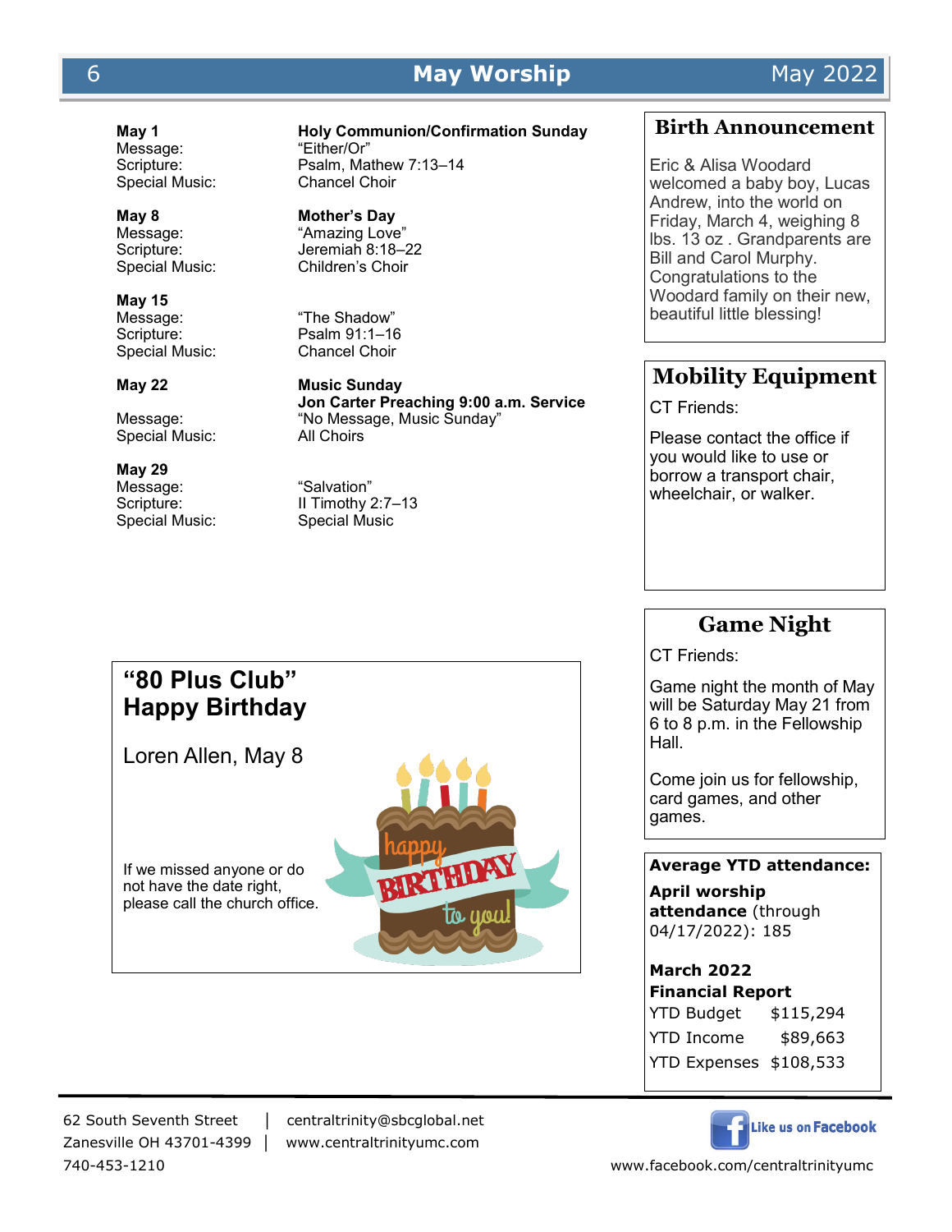# May Worship

May 2022

**May 1** — **Holy Communion/Confirmation Sunday**
Message: "Either/Or"
Scripture: Psalm, Mathew 7:13–14
Special Music: Chancel Choir

**May 8** — **Mother's Day**
Message: "Amazing Love"
Scripture: Jeremiah 8:18–22
Special Music: Children's Choir

**May 15**
Message: "The Shadow"
Scripture: Psalm 91:1–16
Special Music: Chancel Choir

**May 22** — **Music Sunday**
**Jon Carter Preaching 9:00 a.m. Service**
Message: "No Message, Music Sunday"
Special Music: All Choirs

**May 29**
Message: "Salvation"
Scripture: II Timothy 2:7–13
Special Music: Special Music

## "80 Plus Club" Happy Birthday

Loren Allen, May 8

If we missed anyone or do not have the date right, please call the church office.

## Birth Announcement

Eric & Alisa Woodard welcomed a baby boy, Lucas Andrew, into the world on Friday, March 4, weighing 8 lbs. 13 oz . Grandparents are Bill and Carol Murphy. Congratulations to the Woodard family on their new, beautiful little blessing!

## Mobility Equipment

CT Friends:

Please contact the office if you would like to use or borrow a transport chair, wheelchair, or walker.

## Game Night

CT Friends:

Game night the month of May will be Saturday May 21 from 6 to 8 p.m. in the Fellowship Hall.

Come join us for fellowship, card games, and other games.

**Average YTD attendance:**

**April worship attendance** (through 04/17/2022): 185

**March 2022 Financial Report**

| | |
|---|---|
| YTD Budget | $115,294 |
| YTD Income | $89,663 |
| YTD Expenses | $108,533 |

62 South Seventh Street | centraltrinity@sbcglobal.net
Zanesville OH 43701-4399 | www.centraltrinityumc.com
740-453-1210

Like us on Facebook
www.facebook.com/centraltrinityumc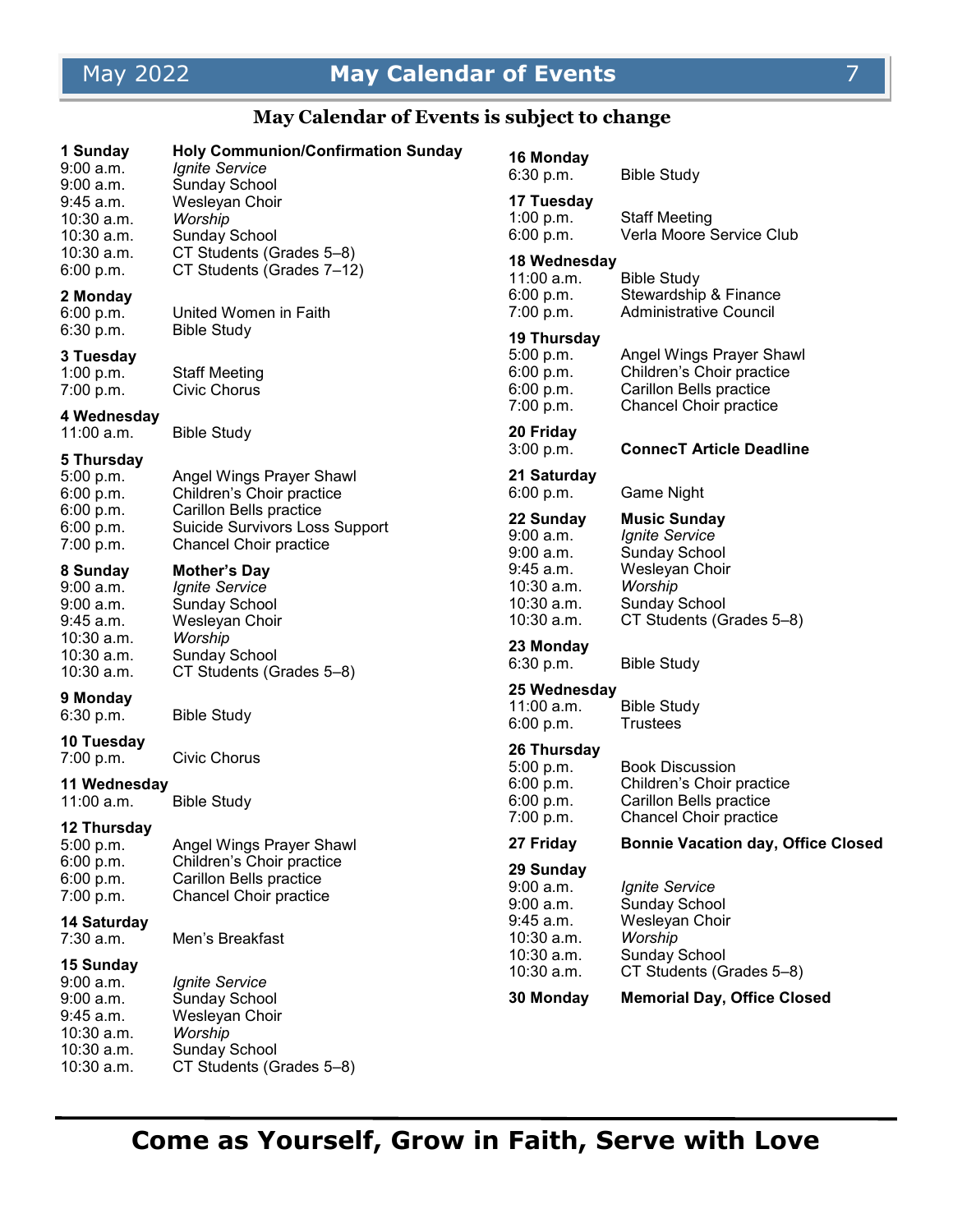# May Calendar of Events

**May Calendar of Events is subject to change**

**1 Sunday — Holy Communion/Confirmation Sunday**
9:00 a.m. *Ignite Service*
9:00 a.m. Sunday School
9:45 a.m. Wesleyan Choir
10:30 a.m. *Worship*
10:30 a.m. Sunday School
10:30 a.m. CT Students (Grades 5–8)
6:00 p.m. CT Students (Grades 7–12)

**2 Monday**
6:00 p.m. United Women in Faith
6:30 p.m. Bible Study

**3 Tuesday**
1:00 p.m. Staff Meeting
7:00 p.m. Civic Chorus

**4 Wednesday**
11:00 a.m. Bible Study

**5 Thursday**
5:00 p.m. Angel Wings Prayer Shawl
6:00 p.m. Children's Choir practice
6:00 p.m. Carillon Bells practice
6:00 p.m. Suicide Survivors Loss Support
7:00 p.m. Chancel Choir practice

**8 Sunday — Mother's Day**
9:00 a.m. *Ignite Service*
9:00 a.m. Sunday School
9:45 a.m. Wesleyan Choir
10:30 a.m. *Worship*
10:30 a.m. Sunday School
10:30 a.m. CT Students (Grades 5–8)

**9 Monday**
6:30 p.m. Bible Study

**10 Tuesday**
7:00 p.m. Civic Chorus

**11 Wednesday**
11:00 a.m. Bible Study

**12 Thursday**
5:00 p.m. Angel Wings Prayer Shawl
6:00 p.m. Children's Choir practice
6:00 p.m. Carillon Bells practice
7:00 p.m. Chancel Choir practice

**14 Saturday**
7:30 a.m. Men's Breakfast

**15 Sunday**
9:00 a.m. *Ignite Service*
9:00 a.m. Sunday School
9:45 a.m. Wesleyan Choir
10:30 a.m. *Worship*
10:30 a.m. Sunday School
10:30 a.m. CT Students (Grades 5–8)

**16 Monday**
6:30 p.m. Bible Study

**17 Tuesday**
1:00 p.m. Staff Meeting
6:00 p.m. Verla Moore Service Club

**18 Wednesday**
11:00 a.m. Bible Study
6:00 p.m. Stewardship & Finance
7:00 p.m. Administrative Council

**19 Thursday**
5:00 p.m. Angel Wings Prayer Shawl
6:00 p.m. Children's Choir practice
6:00 p.m. Carillon Bells practice
7:00 p.m. Chancel Choir practice

**20 Friday**
3:00 p.m. **ConnecT Article Deadline**

**21 Saturday**
6:00 p.m. Game Night

**22 Sunday — Music Sunday**
9:00 a.m. *Ignite Service*
9:00 a.m. Sunday School
9:45 a.m. Wesleyan Choir
10:30 a.m. *Worship*
10:30 a.m. Sunday School
10:30 a.m. CT Students (Grades 5–8)

**23 Monday**
6:30 p.m. Bible Study

**25 Wednesday**
11:00 a.m. Bible Study
6:00 p.m. Trustees

**26 Thursday**
5:00 p.m. Book Discussion
6:00 p.m. Children's Choir practice
6:00 p.m. Carillon Bells practice
7:00 p.m. Chancel Choir practice

**27 Friday — Bonnie Vacation day, Office Closed**

**29 Sunday**
9:00 a.m. *Ignite Service*
9:00 a.m. Sunday School
9:45 a.m. Wesleyan Choir
10:30 a.m. *Worship*
10:30 a.m. Sunday School
10:30 a.m. CT Students (Grades 5–8)

**30 Monday — Memorial Day, Office Closed**

---

**Come as Yourself, Grow in Faith, Serve with Love**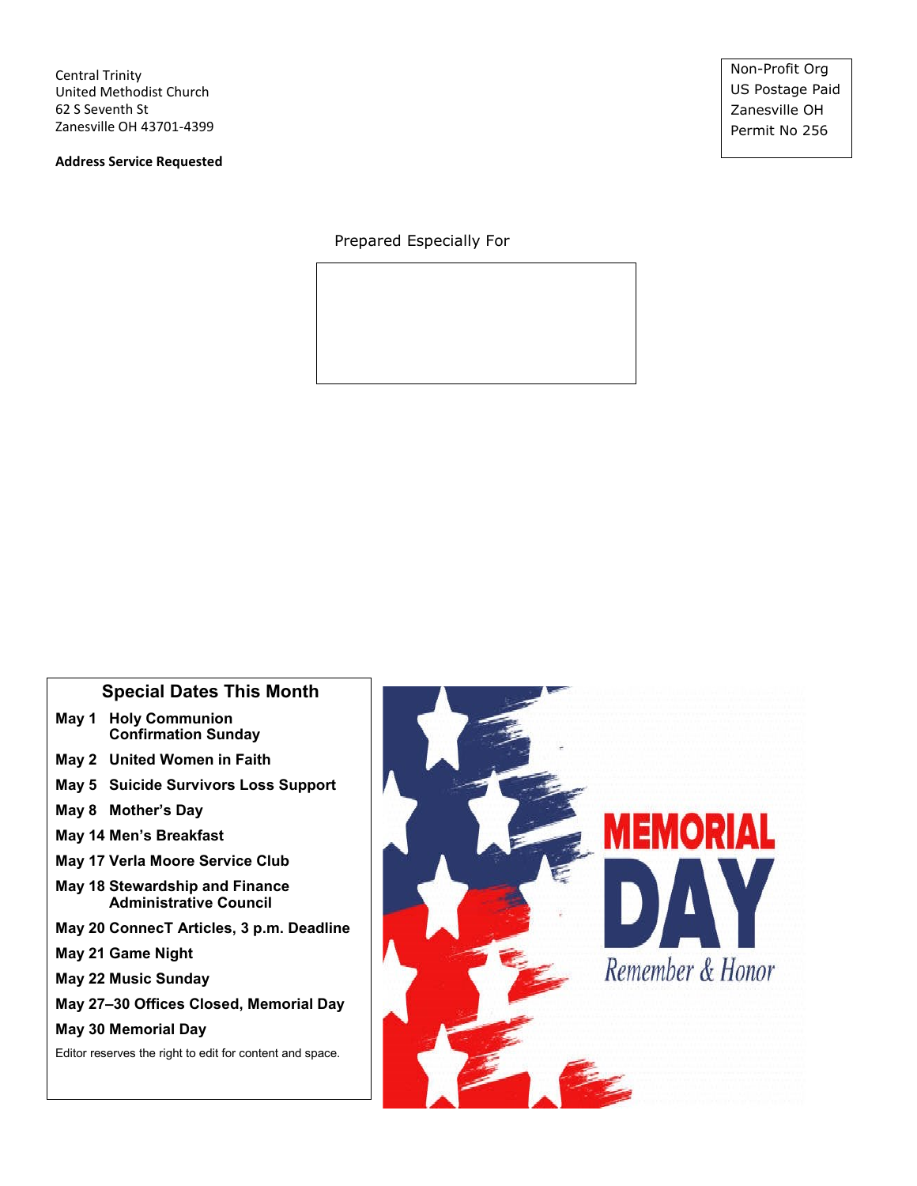Central Trinity
United Methodist Church
62 S Seventh St
Zanesville OH 43701-4399

**Address Service Requested**

Non-Profit Org
US Postage Paid
Zanesville OH
Permit No 256

Prepared Especially For

## Special Dates This Month

**May 1** **Holy Communion**
**Confirmation Sunday**

**May 2** **United Women in Faith**

**May 5** **Suicide Survivors Loss Support**

**May 8** **Mother's Day**

**May 14** **Men's Breakfast**

**May 17** **Verla Moore Service Club**

**May 18** **Stewardship and Finance**
**Administrative Council**

**May 20** **ConnecT Articles, 3 p.m. Deadline**

**May 21** **Game Night**

**May 22** **Music Sunday**

**May 27–30** **Offices Closed, Memorial Day**

**May 30** **Memorial Day**

Editor reserves the right to edit for content and space.

MEMORIAL DAY
*Remember & Honor*